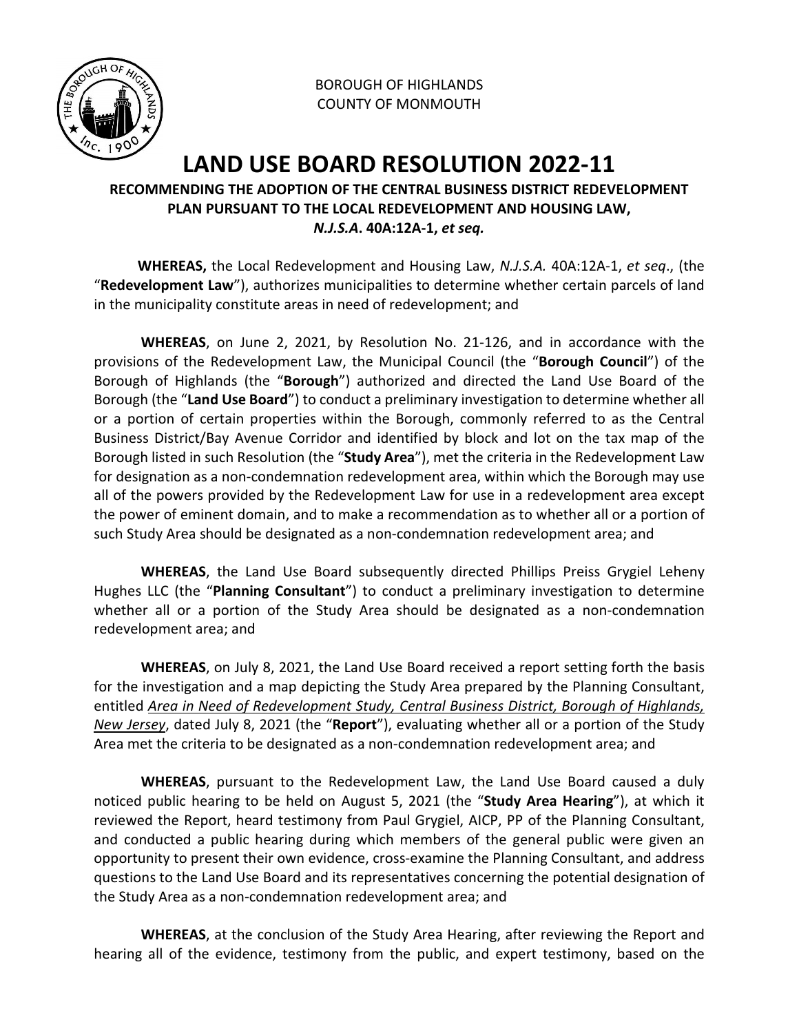BOROUGH OF HIGHLANDS
COUNTY OF MONMOUTH

# LAND USE BOARD RESOLUTION 2022-11

## RECOMMENDING THE ADOPTION OF THE CENTRAL BUSINESS DISTRICT REDEVELOPMENT PLAN PURSUANT TO THE LOCAL REDEVELOPMENT AND HOUSING LAW, *N.J.S.A*. 40A:12A-1, *et seq.*

**WHEREAS,** the Local Redevelopment and Housing Law, *N.J.S.A.* 40A:12A-1, *et seq*., (the "**Redevelopment Law**"), authorizes municipalities to determine whether certain parcels of land in the municipality constitute areas in need of redevelopment; and

**WHEREAS**, on June 2, 2021, by Resolution No. 21-126, and in accordance with the provisions of the Redevelopment Law, the Municipal Council (the "**Borough Council**") of the Borough of Highlands (the "**Borough**") authorized and directed the Land Use Board of the Borough (the "**Land Use Board**") to conduct a preliminary investigation to determine whether all or a portion of certain properties within the Borough, commonly referred to as the Central Business District/Bay Avenue Corridor and identified by block and lot on the tax map of the Borough listed in such Resolution (the "**Study Area**"), met the criteria in the Redevelopment Law for designation as a non-condemnation redevelopment area, within which the Borough may use all of the powers provided by the Redevelopment Law for use in a redevelopment area except the power of eminent domain, and to make a recommendation as to whether all or a portion of such Study Area should be designated as a non-condemnation redevelopment area; and

**WHEREAS**, the Land Use Board subsequently directed Phillips Preiss Grygiel Leheny Hughes LLC (the "**Planning Consultant**") to conduct a preliminary investigation to determine whether all or a portion of the Study Area should be designated as a non-condemnation redevelopment area; and

**WHEREAS**, on July 8, 2021, the Land Use Board received a report setting forth the basis for the investigation and a map depicting the Study Area prepared by the Planning Consultant, entitled *Area in Need of Redevelopment Study, Central Business District, Borough of Highlands, New Jersey*, dated July 8, 2021 (the "**Report**"), evaluating whether all or a portion of the Study Area met the criteria to be designated as a non-condemnation redevelopment area; and

**WHEREAS**, pursuant to the Redevelopment Law, the Land Use Board caused a duly noticed public hearing to be held on August 5, 2021 (the "**Study Area Hearing**"), at which it reviewed the Report, heard testimony from Paul Grygiel, AICP, PP of the Planning Consultant, and conducted a public hearing during which members of the general public were given an opportunity to present their own evidence, cross-examine the Planning Consultant, and address questions to the Land Use Board and its representatives concerning the potential designation of the Study Area as a non-condemnation redevelopment area; and

**WHEREAS**, at the conclusion of the Study Area Hearing, after reviewing the Report and hearing all of the evidence, testimony from the public, and expert testimony, based on the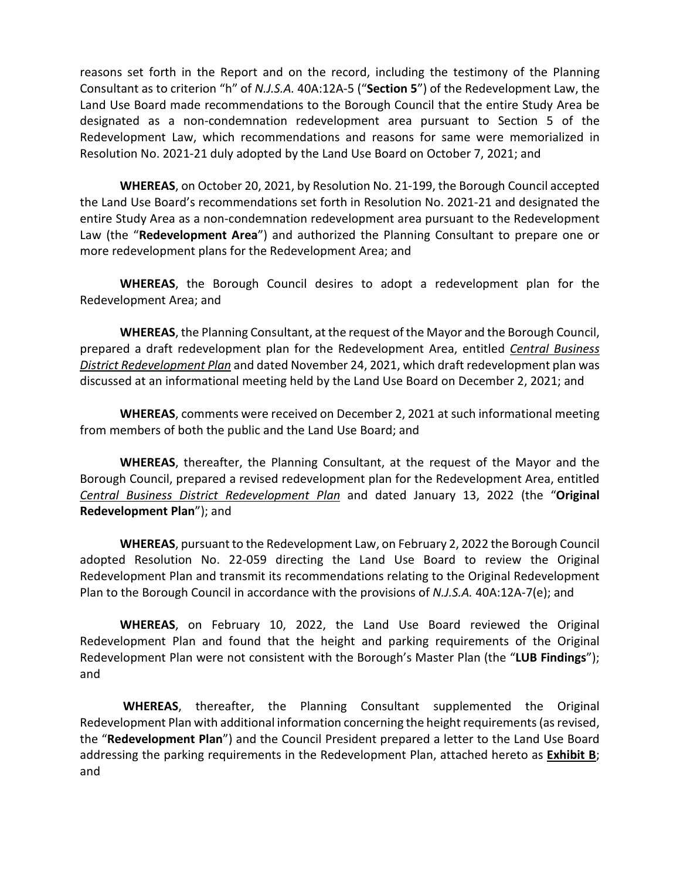reasons set forth in the Report and on the record, including the testimony of the Planning Consultant as to criterion "h" of *N.J.S.A.* 40A:12A-5 ("**Section 5**") of the Redevelopment Law, the Land Use Board made recommendations to the Borough Council that the entire Study Area be designated as a non-condemnation redevelopment area pursuant to Section 5 of the Redevelopment Law, which recommendations and reasons for same were memorialized in Resolution No. 2021-21 duly adopted by the Land Use Board on October 7, 2021; and

**WHEREAS**, on October 20, 2021, by Resolution No. 21-199, the Borough Council accepted the Land Use Board's recommendations set forth in Resolution No. 2021-21 and designated the entire Study Area as a non-condemnation redevelopment area pursuant to the Redevelopment Law (the "**Redevelopment Area**") and authorized the Planning Consultant to prepare one or more redevelopment plans for the Redevelopment Area; and

**WHEREAS**, the Borough Council desires to adopt a redevelopment plan for the Redevelopment Area; and

**WHEREAS**, the Planning Consultant, at the request of the Mayor and the Borough Council, prepared a draft redevelopment plan for the Redevelopment Area, entitled *Central Business District Redevelopment Plan* and dated November 24, 2021, which draft redevelopment plan was discussed at an informational meeting held by the Land Use Board on December 2, 2021; and

**WHEREAS**, comments were received on December 2, 2021 at such informational meeting from members of both the public and the Land Use Board; and

**WHEREAS**, thereafter, the Planning Consultant, at the request of the Mayor and the Borough Council, prepared a revised redevelopment plan for the Redevelopment Area, entitled *Central Business District Redevelopment Plan* and dated January 13, 2022 (the "**Original Redevelopment Plan**"); and

**WHEREAS**, pursuant to the Redevelopment Law, on February 2, 2022 the Borough Council adopted Resolution No. 22-059 directing the Land Use Board to review the Original Redevelopment Plan and transmit its recommendations relating to the Original Redevelopment Plan to the Borough Council in accordance with the provisions of *N.J.S.A.* 40A:12A-7(e); and

**WHEREAS**, on February 10, 2022, the Land Use Board reviewed the Original Redevelopment Plan and found that the height and parking requirements of the Original Redevelopment Plan were not consistent with the Borough's Master Plan (the "**LUB Findings**"); and

**WHEREAS**, thereafter, the Planning Consultant supplemented the Original Redevelopment Plan with additional information concerning the height requirements (as revised, the "**Redevelopment Plan**") and the Council President prepared a letter to the Land Use Board addressing the parking requirements in the Redevelopment Plan, attached hereto as **Exhibit B**; and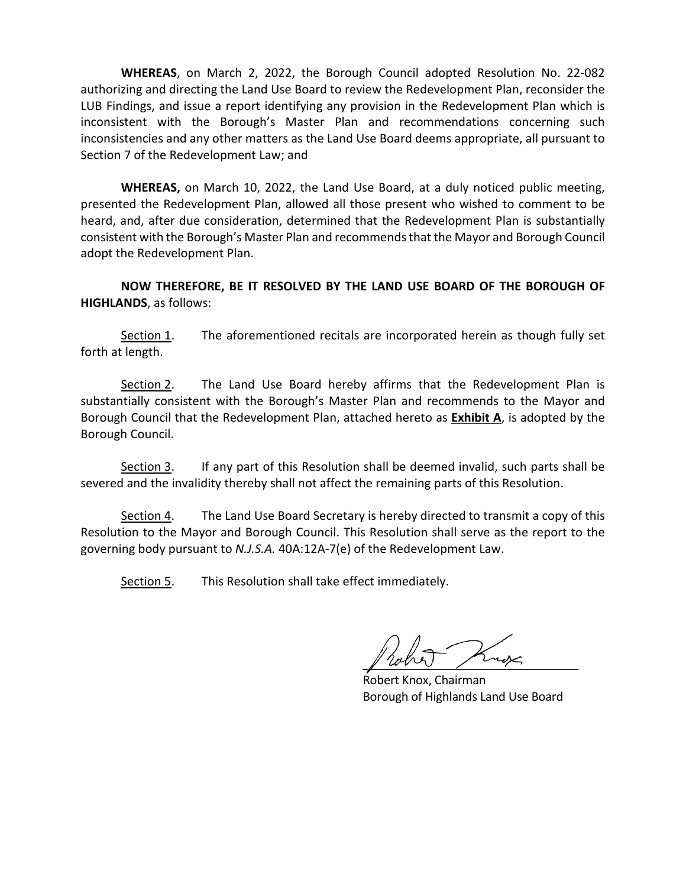**WHEREAS**, on March 2, 2022, the Borough Council adopted Resolution No. 22-082 authorizing and directing the Land Use Board to review the Redevelopment Plan, reconsider the LUB Findings, and issue a report identifying any provision in the Redevelopment Plan which is inconsistent with the Borough's Master Plan and recommendations concerning such inconsistencies and any other matters as the Land Use Board deems appropriate, all pursuant to Section 7 of the Redevelopment Law; and

**WHEREAS,** on March 10, 2022, the Land Use Board, at a duly noticed public meeting, presented the Redevelopment Plan, allowed all those present who wished to comment to be heard, and, after due consideration, determined that the Redevelopment Plan is substantially consistent with the Borough's Master Plan and recommends that the Mayor and Borough Council adopt the Redevelopment Plan.

**NOW THEREFORE, BE IT RESOLVED BY THE LAND USE BOARD OF THE BOROUGH OF HIGHLANDS**, as follows:

<u>Section 1</u>. The aforementioned recitals are incorporated herein as though fully set forth at length.

<u>Section 2</u>. The Land Use Board hereby affirms that the Redevelopment Plan is substantially consistent with the Borough's Master Plan and recommends to the Mayor and Borough Council that the Redevelopment Plan, attached hereto as <u>**Exhibit A**</u>, is adopted by the Borough Council.

<u>Section 3</u>. If any part of this Resolution shall be deemed invalid, such parts shall be severed and the invalidity thereby shall not affect the remaining parts of this Resolution.

<u>Section 4</u>. The Land Use Board Secretary is hereby directed to transmit a copy of this Resolution to the Mayor and Borough Council. This Resolution shall serve as the report to the governing body pursuant to *N.J.S.A.* 40A:12A-7(e) of the Redevelopment Law.

<u>Section 5</u>. This Resolution shall take effect immediately.

Robert Knox, Chairman
Borough of Highlands Land Use Board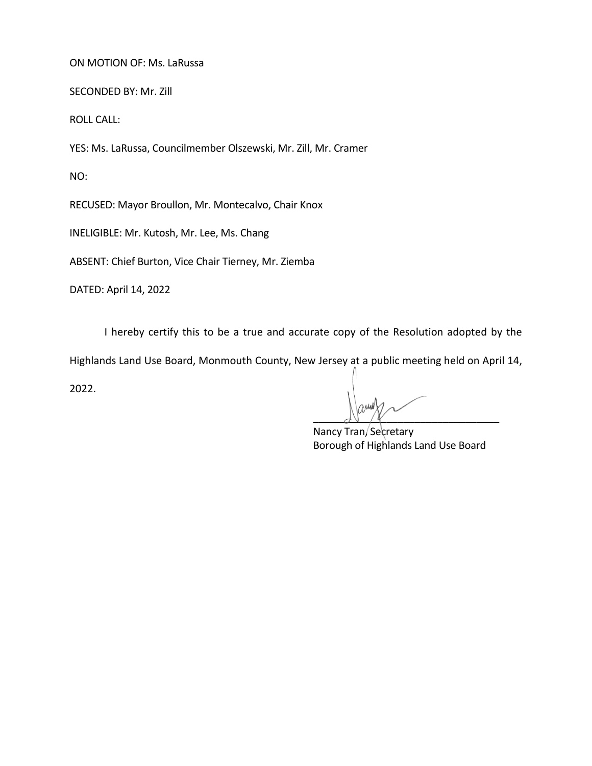ON MOTION OF: Ms. LaRussa

SECONDED BY: Mr. Zill

ROLL CALL:

YES: Ms. LaRussa, Councilmember Olszewski, Mr. Zill, Mr. Cramer

NO:

RECUSED: Mayor Broullon, Mr. Montecalvo, Chair Knox

INELIGIBLE: Mr. Kutosh, Mr. Lee, Ms. Chang

ABSENT: Chief Burton, Vice Chair Tierney, Mr. Ziemba

DATED: April 14, 2022

I hereby certify this to be a true and accurate copy of the Resolution adopted by the Highlands Land Use Board, Monmouth County, New Jersey at a public meeting held on April 14, 2022.

\_\_\_\_\_\_\_\_\_\_\_\_\_\_\_\_\_\_\_\_\_\_\_\_\_\_\_\_\_\_\_\_\_\_\_

Nancy Tran, Secretary
Borough of Highlands Land Use Board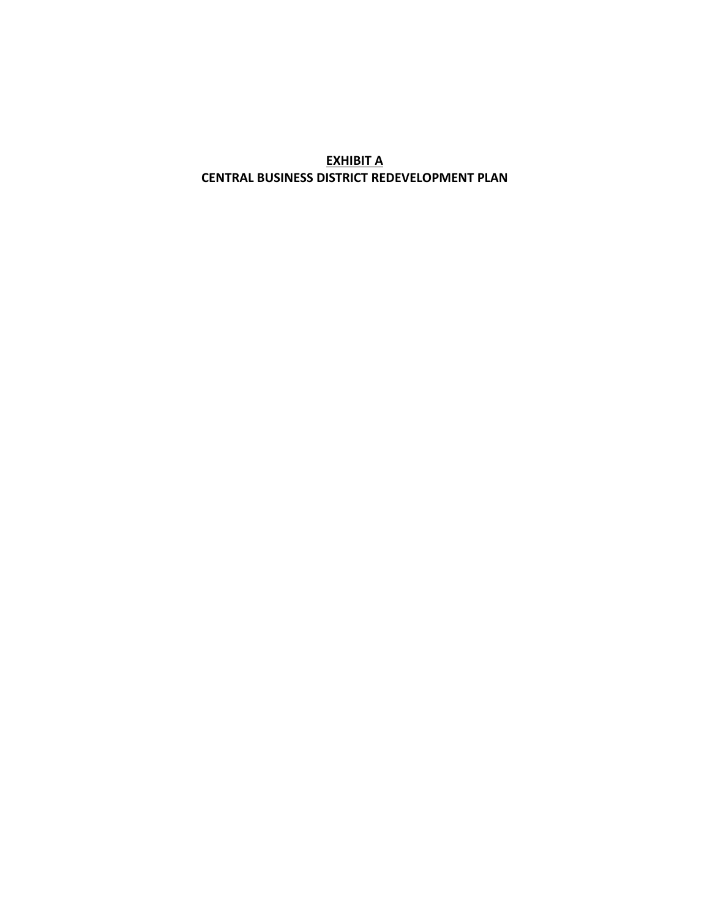**EXHIBIT A**

**CENTRAL BUSINESS DISTRICT REDEVELOPMENT PLAN**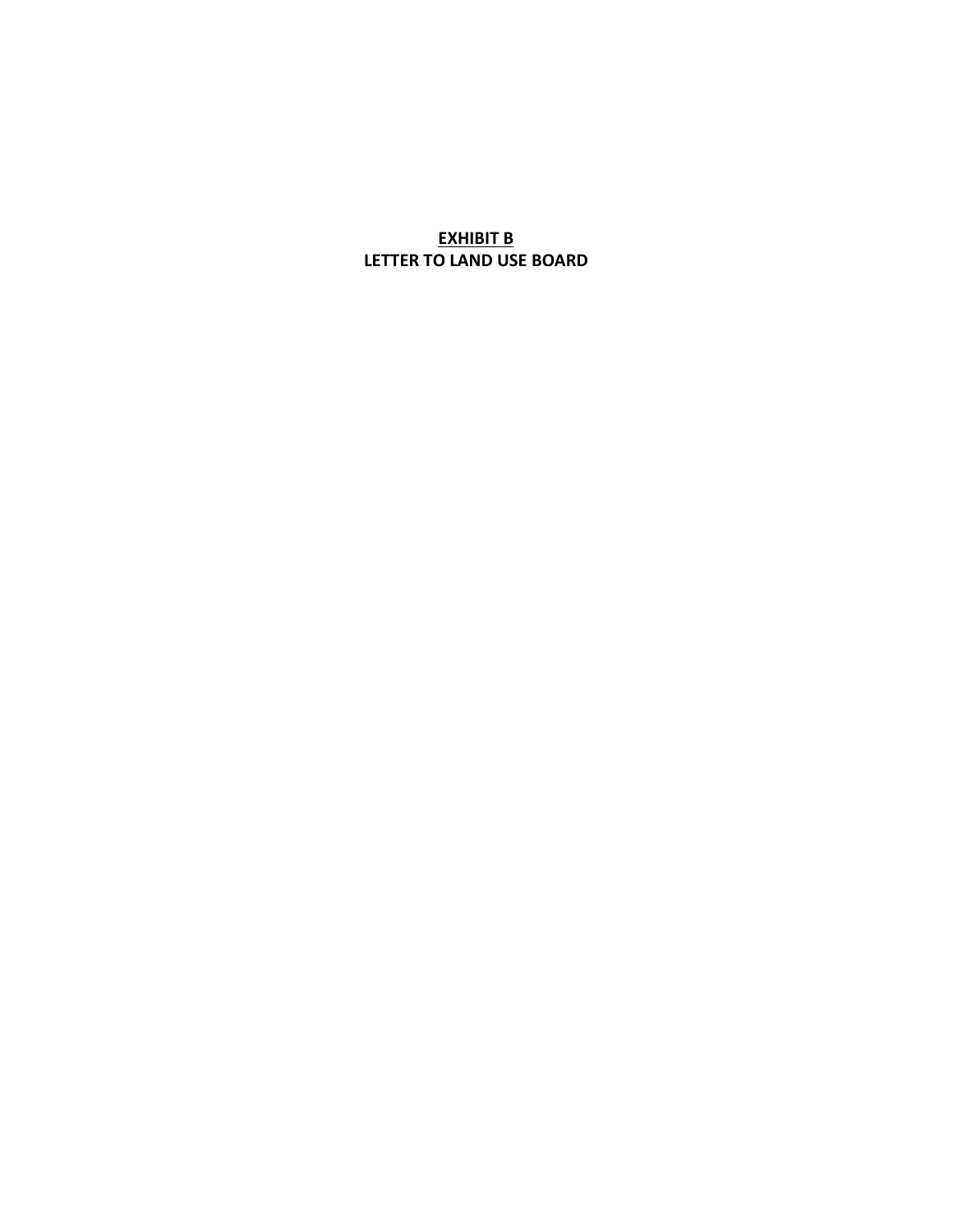**<u>EXHIBIT B</u>**
**LETTER TO LAND USE BOARD**